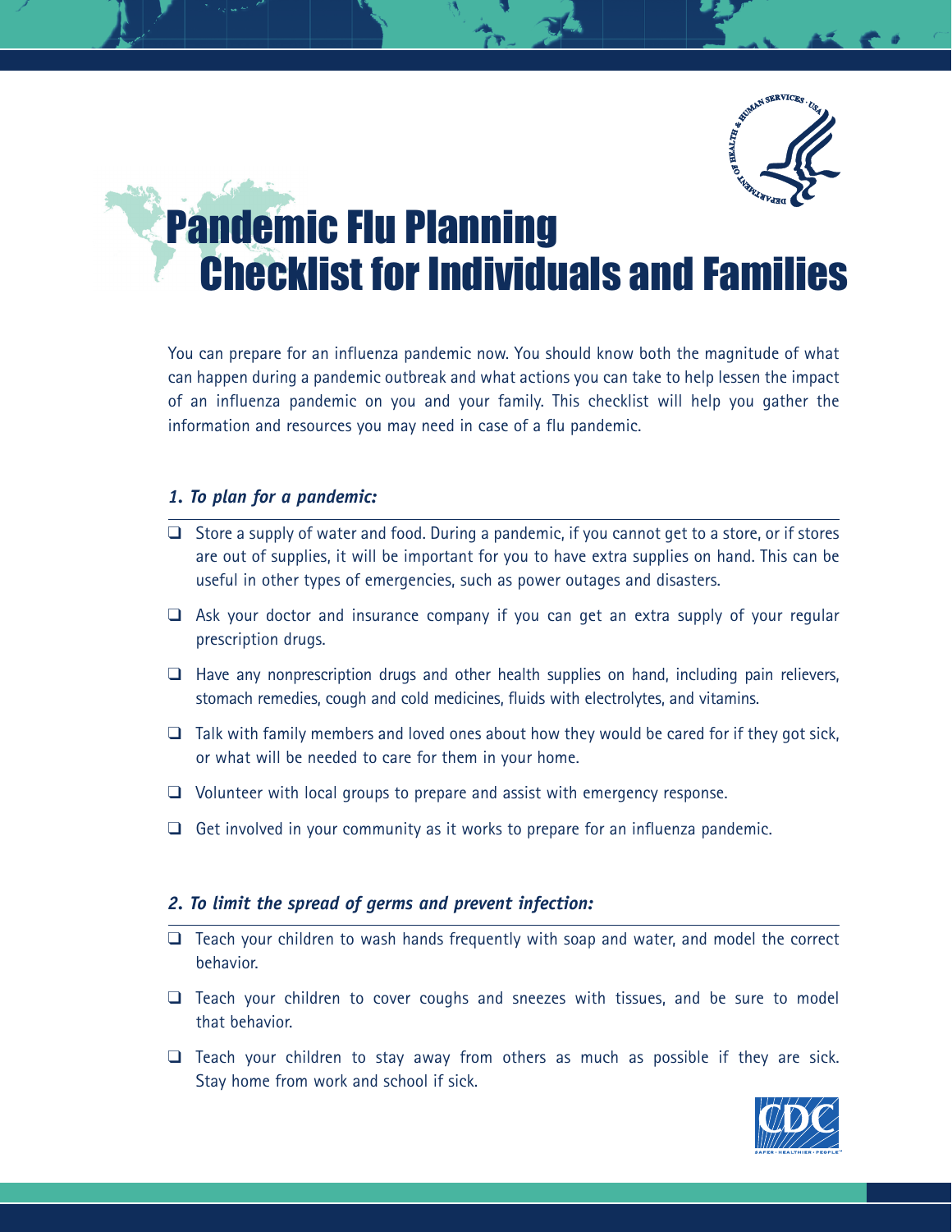# Pandemic Flu Planning Checklist for Individuals and Families

You can prepare for an influenza pandemic now. You should know both the magnitude of what can happen during a pandemic outbreak and what actions you can take to help lessen the impact of an influenza pandemic on you and your family. This checklist will help you gather the information and resources you may need in case of a flu pandemic.

### *1. To plan for a pandemic:*

- ❑ Store a supply of water and food. During a pandemic, if you cannot get to a store, or if stores are out of supplies, it will be important for you to have extra supplies on hand. This can be useful in other types of emergencies, such as power outages and disasters.
- ❑ Ask your doctor and insurance company if you can get an extra supply of your regular prescription drugs.
- ❑ Have any nonprescription drugs and other health supplies on hand, including pain relievers, stomach remedies, cough and cold medicines, fluids with electrolytes, and vitamins.
- ❑ Talk with family members and loved ones about how they would be cared for if they got sick, or what will be needed to care for them in your home.
- ❑ Volunteer with local groups to prepare and assist with emergency response.
- ❑ Get involved in your community as it works to prepare for an influenza pandemic.

### *2. To limit the spread of germs and prevent infection:*

- ❑ Teach your children to wash hands frequently with soap and water, and model the correct behavior.
- ❑ Teach your children to cover coughs and sneezes with tissues, and be sure to model that behavior.
- ❑ Teach your children to stay away from others as much as possible if they are sick. Stay home from work and school if sick.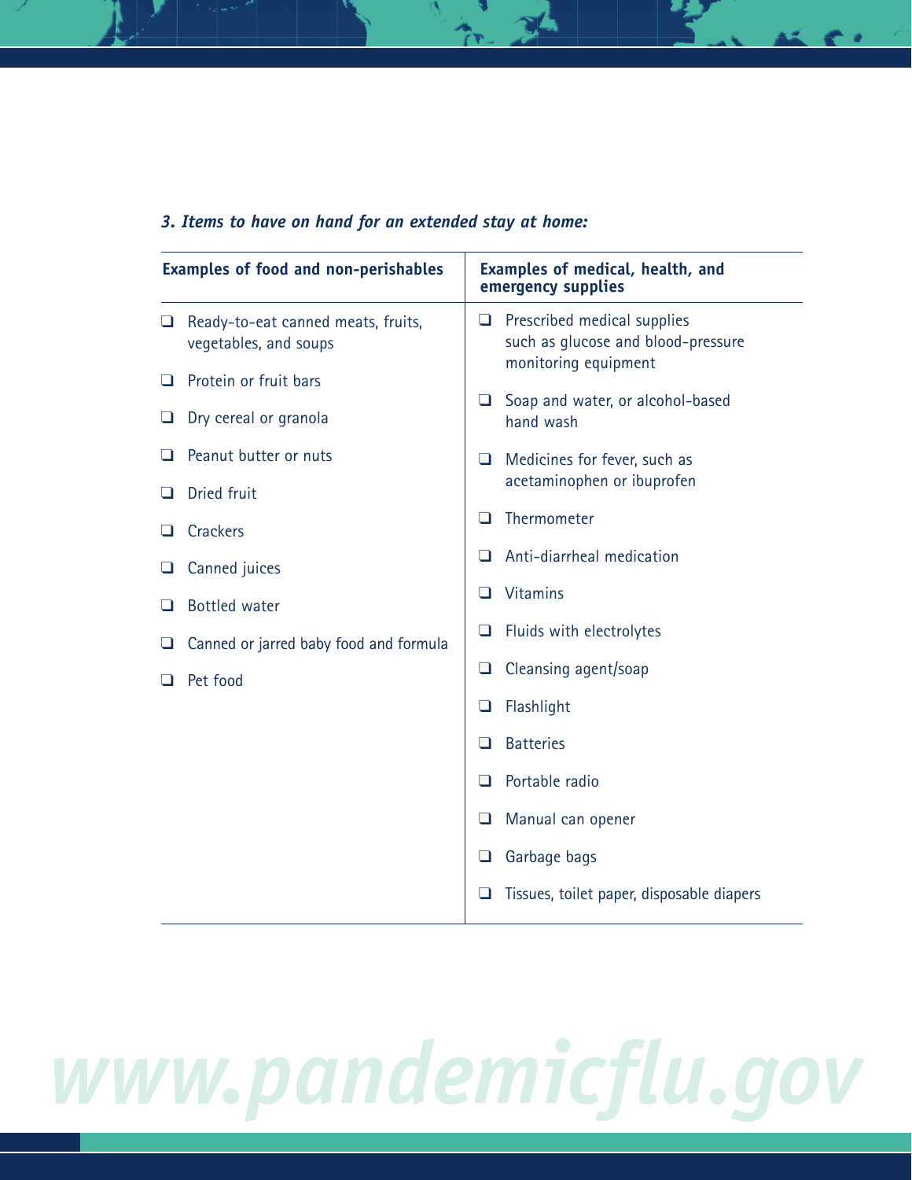***3. Items to have on hand for an extended stay at home:***

| Examples of food and non-perishables | Examples of medical, health, and emergency supplies |
|---|---|
| ❑ Ready-to-eat canned meats, fruits, vegetables, and soups | ❑ Prescribed medical supplies such as glucose and blood-pressure monitoring equipment |
| ❑ Protein or fruit bars | ❑ Soap and water, or alcohol-based hand wash |
| ❑ Dry cereal or granola | ❑ Medicines for fever, such as acetaminophen or ibuprofen |
| ❑ Peanut butter or nuts | ❑ Thermometer |
| ❑ Dried fruit | ❑ Anti-diarrheal medication |
| ❑ Crackers | ❑ Vitamins |
| ❑ Canned juices | ❑ Fluids with electrolytes |
| ❑ Bottled water | ❑ Cleansing agent/soap |
| ❑ Canned or jarred baby food and formula | ❑ Flashlight |
| ❑ Pet food | ❑ Batteries |
| | ❑ Portable radio |
| | ❑ Manual can opener |
| | ❑ Garbage bags |
| | ❑ Tissues, toilet paper, disposable diapers |

www.pandemicflu.gov